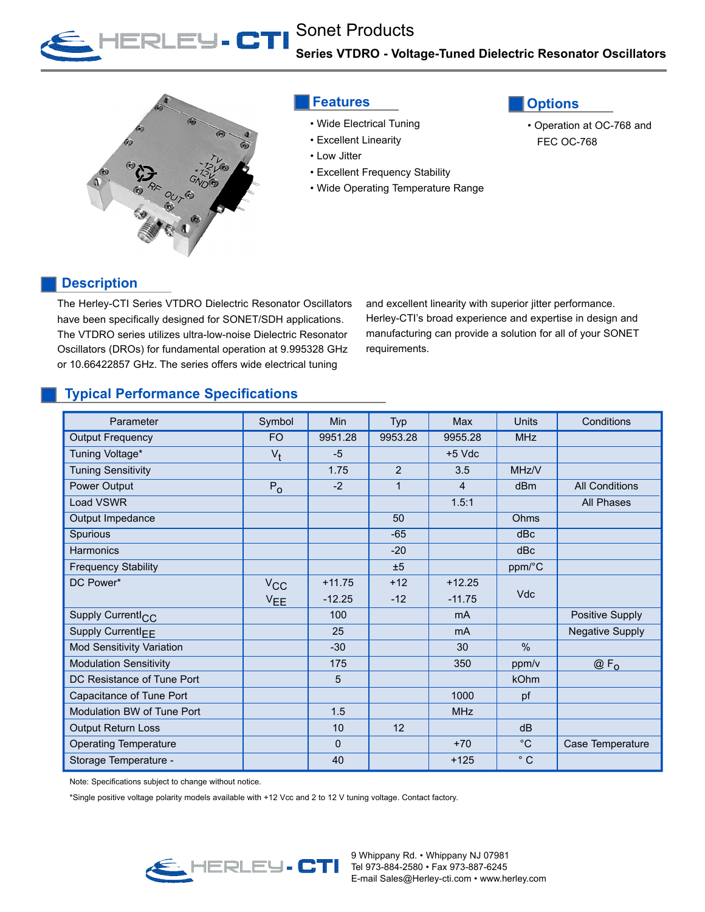# Sonet Products

## Series VTDRO - Voltage-Tuned Dielectric Resonator Oscillators

## Features

- Wide Electrical Tuning
- Excellent Linearity
- Low Jitter
- Excellent Frequency Stability
- Wide Operating Temperature Range

## Options

- Operation at OC-768 and FEC OC-768

## Description

The Herley-CTI Series VTDRO Dielectric Resonator Oscillators have been specifically designed for SONET/SDH applications. The VTDRO series utilizes ultra-low-noise Dielectric Resonator Oscillators (DROs) for fundamental operation at 9.995328 GHz or 10.66422857 GHz. The series offers wide electrical tuning and excellent linearity with superior jitter performance. Herley-CTI's broad experience and expertise in design and manufacturing can provide a solution for all of your SONET requirements.

## Typical Performance Specifications

| Parameter | Symbol | Min | Typ | Max | Units | Conditions |
|---|---|---|---|---|---|---|
| Output Frequency | FO | 9951.28 | 9953.28 | 9955.28 | MHz | |
| Tuning Voltage* | $V_t$ | -5 | | +5 Vdc | | |
| Tuning Sensitivity | | 1.75 | 2 | 3.5 | MHz/V | |
| Power Output | $P_o$ | -2 | 1 | 4 | dBm | All Conditions |
| Load VSWR | | | | 1.5:1 | | All Phases |
| Output Impedance | | | 50 | | Ohms | |
| Spurious | | | -65 | | dBc | |
| Harmonics | | | -20 | | dBc | |
| Frequency Stability | | | ±5 | | ppm/°C | |
| DC Power* | $V_{CC}$ <br> $V_{EE}$ | +11.75 <br> -12.25 | +12 <br> -12 | +12.25 <br> -11.75 | Vdc | |
| Supply Current$I_{CC}$ | | 100 | | mA | | Positive Supply |
| Supply Current$I_{EE}$ | | 25 | | mA | | Negative Supply |
| Mod Sensitivity Variation | | -30 | | 30 | % | |
| Modulation Sensitivity | | 175 | | 350 | ppm/v | @ $F_o$ |
| DC Resistance of Tune Port | | 5 | | | kOhm | |
| Capacitance of Tune Port | | | | 1000 | pf | |
| Modulation BW of Tune Port | | 1.5 | | MHz | | |
| Output Return Loss | | 10 | 12 | | dB | |
| Operating Temperature | | 0 | | +70 | °C | Case Temperature |
| Storage Temperature - | | 40 | | +125 | ° C | |

Note: Specifications subject to change without notice.

*Single positive voltage polarity models available with +12 Vcc and 2 to 12 V tuning voltage. Contact factory.

9 Whippany Rd. • Whippany NJ 07981
Tel 973-884-2580 • Fax 973-887-6245
E-mail Sales@Herley-cti.com • www.herley.com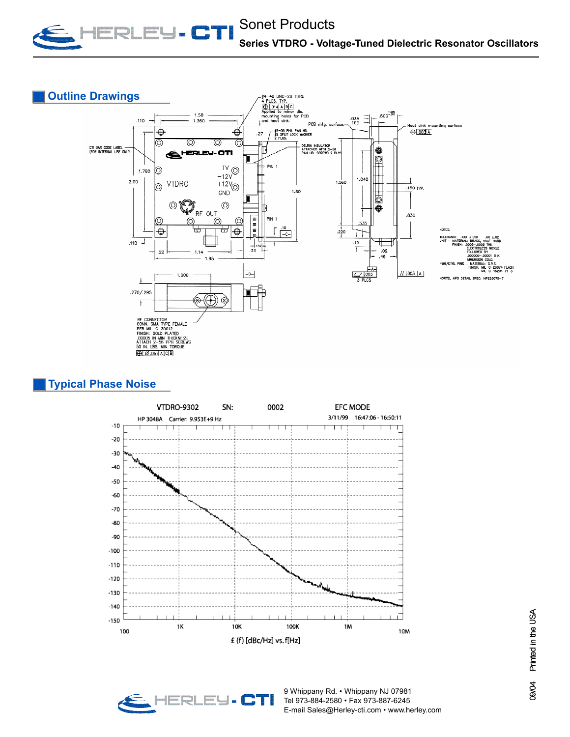Sonet Products

**Series VTDRO - Voltage-Tuned Dielectric Resonator Oscillators**

## Outline Drawings

#4 40 UNC-2B THRU
4 PLCS. TYP.
.014 A B C
Applied to mirror dia. mounting holes for PCB and heat sink.

1.58
1.360
.110
.27
#2-56 PHIL PAN HD.
#2 SPLIT LOCK WASHER
2 PLCS.
PCB mtg. surface
.035
.165
.500
Heat sink mounting surface
.003 A

CTI BAR CODE LABEL
(FOR INTERNAL USE ONLY)

DELRIN INSULATOR ATTACHED WITH 2-56 PAN HD. SCREWS 2 PLCS

VTDRO
TV
-12V
+12V
GND
RF OUT
PIN 1
1.780
2.00
1.80
1.560
1.040
.150 TYP.
.830
.535
.220
.10
-C-
.132
.33
.110
.22
1.14
1.95
.15
.02
.46
-B-
-A-
.003
3 PLCS
.003 A

NOTES:
TOLERANCE .XXX ±.010 .XX ±.02
UNIT - MATERIAL: BRASS, HALF-HARD
FINISH: .0003-.0005 THK
ELECTROLESS NICKLE
FOLLOWED BY
.000005-.00001 THK.
IMMERSION GOLD.
PWR/CTRL PINS - MATERIAL: C.R.S.
FINISH: MIL G 26074 FLASH
MIL-C-45204 TY-3
NORTEL NPS DETAIL SPEC: NPS25075-7

1.000
.270/.295

RF CONNECTOR
CONN. SMA TYPE FEMALE
PER MIL-C-39012
FINISH: GOLD PLATED
.00005 IN MIN THICKNESS
ATTACH 2-56 PPH SCREWS
50 IN. LBS. MIN TORQUE
Ø .057 A C B

## Typical Phase Noise

VTDRO-9302 SN: 0002 EFC MODE
HP 3048A Carrier: 9.953E+9 Hz
3/11/99 16:47:06 - 16:50:11
-10
-20
-30
-40
-50
-60
-70
-80
-90
-100
-110
-120
-130
-140
-150
100
1K
10K
100K
1M
10M
£ (f) [dBc/Hz] vs. f[Hz]

9 Whippany Rd. • Whippany NJ 07981
Tel 973-884-2580 • Fax 973-887-6245
E-mail Sales@Herley-cti.com • www.herley.com

09/04 Printed in the USA